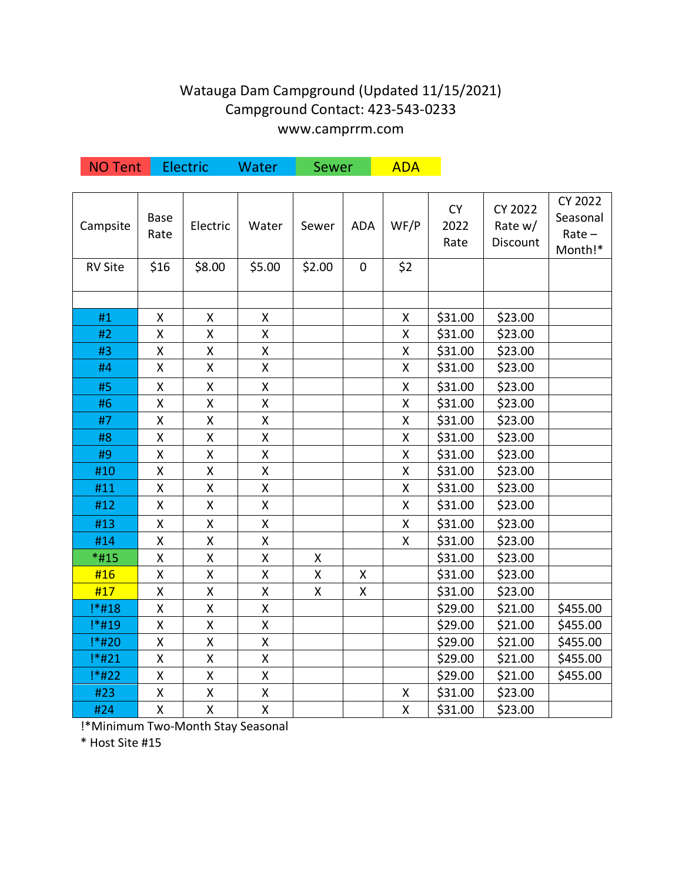# Watauga Dam Campground (Updated 11/15/2021)

Campground Contact: 423-543-0233

www.camprrm.com

NO Tent | Electric | Water | Sewer | ADA

| Campsite | Base Rate | Electric | Water | Sewer | ADA | WF/P | CY 2022 Rate | CY 2022 Rate w/ Discount | CY 2022 Seasonal Rate – Month!* |
|---|---|---|---|---|---|---|---|---|---|
| RV Site | $16 | $8.00 | $5.00 | $2.00 | 0 | $2 | | | |
| | | | | | | | | | |
| #1 | X | X | X | | | X | $31.00 | $23.00 | |
| #2 | X | X | X | | | X | $31.00 | $23.00 | |
| #3 | X | X | X | | | X | $31.00 | $23.00 | |
| #4 | X | X | X | | | X | $31.00 | $23.00 | |
| #5 | X | X | X | | | X | $31.00 | $23.00 | |
| #6 | X | X | X | | | X | $31.00 | $23.00 | |
| #7 | X | X | X | | | X | $31.00 | $23.00 | |
| #8 | X | X | X | | | X | $31.00 | $23.00 | |
| #9 | X | X | X | | | X | $31.00 | $23.00 | |
| #10 | X | X | X | | | X | $31.00 | $23.00 | |
| #11 | X | X | X | | | X | $31.00 | $23.00 | |
| #12 | X | X | X | | | X | $31.00 | $23.00 | |
| #13 | X | X | X | | | X | $31.00 | $23.00 | |
| #14 | X | X | X | | | X | $31.00 | $23.00 | |
| *#15 | X | X | X | X | | | $31.00 | $23.00 | |
| #16 | X | X | X | X | X | | $31.00 | $23.00 | |
| #17 | X | X | X | X | X | | $31.00 | $23.00 | |
| !*#18 | X | X | X | | | | $29.00 | $21.00 | $455.00 |
| !*#19 | X | X | X | | | | $29.00 | $21.00 | $455.00 |
| !*#20 | X | X | X | | | | $29.00 | $21.00 | $455.00 |
| !*#21 | X | X | X | | | | $29.00 | $21.00 | $455.00 |
| !*#22 | X | X | X | | | | $29.00 | $21.00 | $455.00 |
| #23 | X | X | X | | | X | $31.00 | $23.00 | |
| #24 | X | X | X | | | X | $31.00 | $23.00 | |

!*Minimum Two-Month Stay Seasonal

* Host Site #15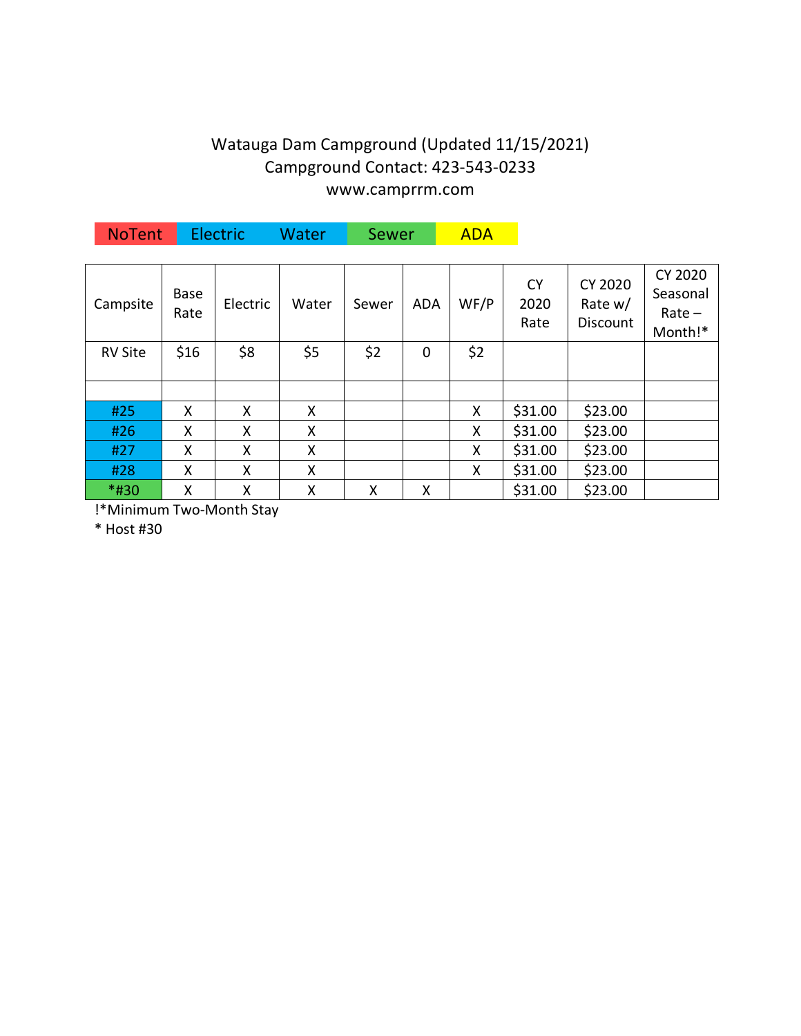Watauga Dam Campground (Updated 11/15/2021)
Campground Contact: 423-543-0233
www.camprrm.com

| NoTent | Electric | Water | Sewer | ADA |
|---|---|---|---|---|

| Campsite | Base Rate | Electric | Water | Sewer | ADA | WF/P | CY 2020 Rate | CY 2020 Rate w/ Discount | CY 2020 Seasonal Rate – Month!* |
|---|---|---|---|---|---|---|---|---|---|
| RV Site | $16 | $8 | $5 | $2 | 0 | $2 | | | |
| | | | | | | | | | |
| #25 | X | X | X | | | X | $31.00 | $23.00 | |
| #26 | X | X | X | | | X | $31.00 | $23.00 | |
| #27 | X | X | X | | | X | $31.00 | $23.00 | |
| #28 | X | X | X | | | X | $31.00 | $23.00 | |
| *#30 | X | X | X | X | X | | $31.00 | $23.00 | |

!*Minimum Two-Month Stay

* Host #30